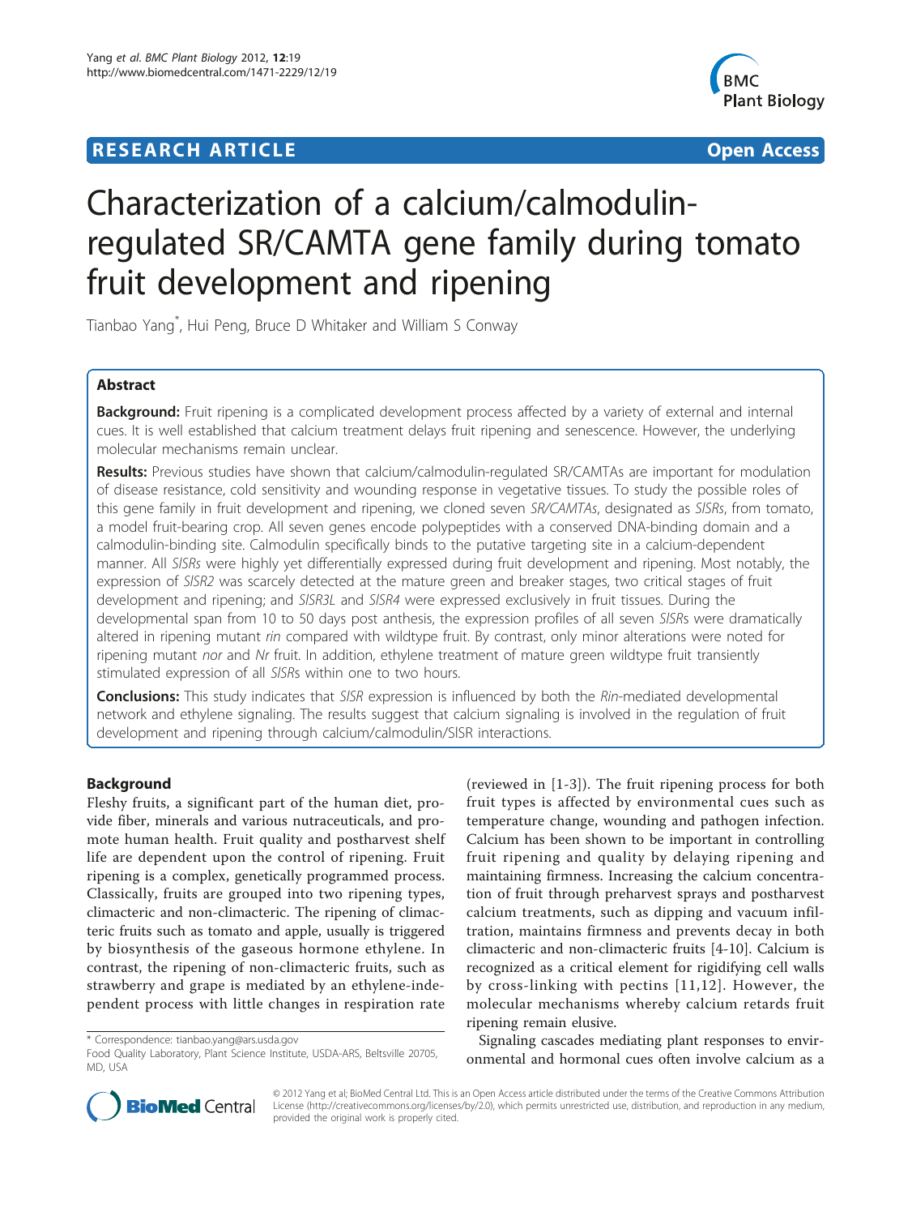**RESEARCH ARTICLE** **Open Access**

# Characterization of a calcium/calmodulin-regulated SR/CAMTA gene family during tomato fruit development and ripening

Tianbao Yang*, Hui Peng, Bruce D Whitaker and William S Conway

## Abstract

**Background:** Fruit ripening is a complicated development process affected by a variety of external and internal cues. It is well established that calcium treatment delays fruit ripening and senescence. However, the underlying molecular mechanisms remain unclear.

**Results:** Previous studies have shown that calcium/calmodulin-regulated SR/CAMTAs are important for modulation of disease resistance, cold sensitivity and wounding response in vegetative tissues. To study the possible roles of this gene family in fruit development and ripening, we cloned seven *SR/CAMTAs*, designated as *SlSRs*, from tomato, a model fruit-bearing crop. All seven genes encode polypeptides with a conserved DNA-binding domain and a calmodulin-binding site. Calmodulin specifically binds to the putative targeting site in a calcium-dependent manner. All *SlSRs* were highly yet differentially expressed during fruit development and ripening. Most notably, the expression of *SlSR2* was scarcely detected at the mature green and breaker stages, two critical stages of fruit development and ripening; and *SlSR3L* and *SlSR4* were expressed exclusively in fruit tissues. During the developmental span from 10 to 50 days post anthesis, the expression profiles of all seven *SlSR*s were dramatically altered in ripening mutant *rin* compared with wildtype fruit. By contrast, only minor alterations were noted for ripening mutant *nor* and *Nr* fruit. In addition, ethylene treatment of mature green wildtype fruit transiently stimulated expression of all *SlSR*s within one to two hours.

**Conclusions:** This study indicates that *SlSR* expression is influenced by both the *Rin*-mediated developmental network and ethylene signaling. The results suggest that calcium signaling is involved in the regulation of fruit development and ripening through calcium/calmodulin/SlSR interactions.

## Background

Fleshy fruits, a significant part of the human diet, provide fiber, minerals and various nutraceuticals, and promote human health. Fruit quality and postharvest shelf life are dependent upon the control of ripening. Fruit ripening is a complex, genetically programmed process. Classically, fruits are grouped into two ripening types, climacteric and non-climacteric. The ripening of climacteric fruits such as tomato and apple, usually is triggered by biosynthesis of the gaseous hormone ethylene. In contrast, the ripening of non-climacteric fruits, such as strawberry and grape is mediated by an ethylene-independent process with little changes in respiration rate (reviewed in [1-3]). The fruit ripening process for both fruit types is affected by environmental cues such as temperature change, wounding and pathogen infection. Calcium has been shown to be important in controlling fruit ripening and quality by delaying ripening and maintaining firmness. Increasing the calcium concentration of fruit through preharvest sprays and postharvest calcium treatments, such as dipping and vacuum infiltration, maintains firmness and prevents decay in both climacteric and non-climacteric fruits [4-10]. Calcium is recognized as a critical element for rigidifying cell walls by cross-linking with pectins [11,12]. However, the molecular mechanisms whereby calcium retards fruit ripening remain elusive.

Signaling cascades mediating plant responses to environmental and hormonal cues often involve calcium as a

\* Correspondence: tianbao.yang@ars.usda.gov
Food Quality Laboratory, Plant Science Institute, USDA-ARS, Beltsville 20705, MD, USA

© 2012 Yang et al; BioMed Central Ltd. This is an Open Access article distributed under the terms of the Creative Commons Attribution License (http://creativecommons.org/licenses/by/2.0), which permits unrestricted use, distribution, and reproduction in any medium, provided the original work is properly cited.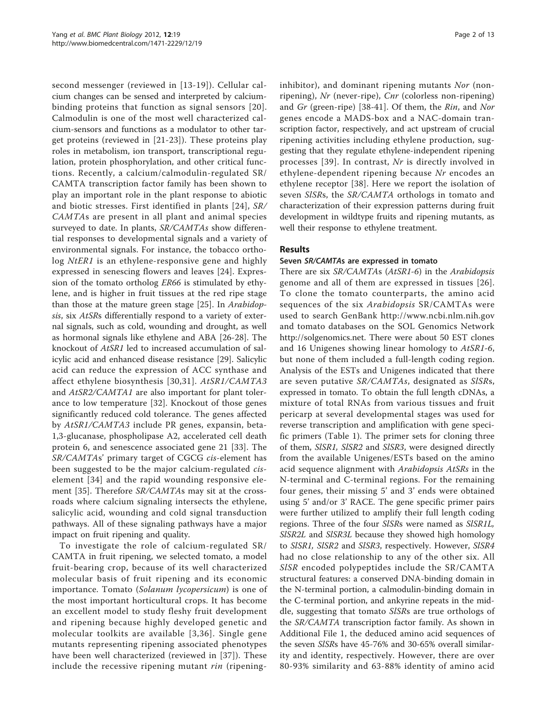second messenger (reviewed in [13-19]). Cellular calcium changes can be sensed and interpreted by calcium-binding proteins that function as signal sensors [20]. Calmodulin is one of the most well characterized calcium-sensors and functions as a modulator to other target proteins (reviewed in [21-23]). These proteins play roles in metabolism, ion transport, transcriptional regulation, protein phosphorylation, and other critical functions. Recently, a calcium/calmodulin-regulated SR/CAMTA transcription factor family has been shown to play an important role in the plant response to abiotic and biotic stresses. First identified in plants [24], *SR/CAMTA*s are present in all plant and animal species surveyed to date. In plants, *SR/CAMTAs* show differential responses to developmental signals and a variety of environmental signals. For instance, the tobacco ortholog *NtER1* is an ethylene-responsive gene and highly expressed in senescing flowers and leaves [24]. Expression of the tomato ortholog *ER66* is stimulated by ethylene, and is higher in fruit tissues at the red ripe stage than those at the mature green stage [25]. In *Arabidopsis*, six *AtSR*s differentially respond to a variety of external signals, such as cold, wounding and drought, as well as hormonal signals like ethylene and ABA [26-28]. The knockout of *AtSR1* led to increased accumulation of salicylic acid and enhanced disease resistance [29]. Salicylic acid can reduce the expression of ACC synthase and affect ethylene biosynthesis [30,31]. *AtSR1/CAMTA3* and *AtSR2/CAMTA1* are also important for plant tolerance to low temperature [32]. Knockout of those genes significantly reduced cold tolerance. The genes affected by *AtSR1/CAMTA3* include PR genes, expansin, beta-1,3-glucanase, phospholipase A2, accelerated cell death protein 6, and senescence associated gene 21 [33]. The *SR/CAMTA*s' primary target of CGCG *cis*-element has been suggested to be the major calcium-regulated *cis*-element [34] and the rapid wounding responsive element [35]. Therefore *SR/CAMTA*s may sit at the crossroads where calcium signaling intersects the ethylene, salicylic acid, wounding and cold signal transduction pathways. All of these signaling pathways have a major impact on fruit ripening and quality.

To investigate the role of calcium-regulated SR/CAMTA in fruit ripening, we selected tomato, a model fruit-bearing crop, because of its well characterized molecular basis of fruit ripening and its economic importance. Tomato (*Solanum lycopersicum*) is one of the most important horticultural crops. It has become an excellent model to study fleshy fruit development and ripening because highly developed genetic and molecular toolkits are available [3,36]. Single gene mutants representing ripening associated phenotypes have been well characterized (reviewed in [37]). These include the recessive ripening mutant *rin* (ripening-inhibitor), and dominant ripening mutants *Nor* (non-ripening), *Nr* (never-ripe), *Cnr* (colorless non-ripening) and *Gr* (green-ripe) [38-41]. Of them, the *Rin*, and *Nor* genes encode a MADS-box and a NAC-domain transcription factor, respectively, and act upstream of crucial ripening activities including ethylene production, suggesting that they regulate ethylene-independent ripening processes [39]. In contrast, *Nr* is directly involved in ethylene-dependent ripening because *Nr* encodes an ethylene receptor [38]. Here we report the isolation of seven *SlSR*s, the *SR/CAMTA* orthologs in tomato and characterization of their expression patterns during fruit development in wildtype fruits and ripening mutants, as well their response to ethylene treatment.

## Results

### Seven *SR/CAMTA*s are expressed in tomato

There are six *SR/CAMTA*s (*AtSR1-6*) in the *Arabidopsis* genome and all of them are expressed in tissues [26]. To clone the tomato counterparts, the amino acid sequences of the six *Arabidopsis* SR/CAMTAs were used to search GenBank http://www.ncbi.nlm.nih.gov and tomato databases on the SOL Genomics Network http://solgenomics.net. There were about 50 EST clones and 16 Unigenes showing linear homology to *AtSR1-6*, but none of them included a full-length coding region. Analysis of the ESTs and Unigenes indicated that there are seven putative *SR/CAMTAs*, designated as *SlSR*s, expressed in tomato. To obtain the full length cDNAs, a mixture of total RNAs from various tissues and fruit pericarp at several developmental stages was used for reverse transcription and amplification with gene specific primers (Table 1). The primer sets for cloning three of them, *SlSR1, SlSR2* and *SlSR3*, were designed directly from the available Unigenes/ESTs based on the amino acid sequence alignment with *Arabidopsis AtSRs* in the N-terminal and C-terminal regions. For the remaining four genes, their missing 5' and 3' ends were obtained using 5' and/or 3' RACE. The gene specific primer pairs were further utilized to amplify their full length coding regions. Three of the four *SlSR*s were named as *SlSR1L, SlSR2L* and *SlSR3L* because they showed high homology to *SlSR1, SlSR2* and *SlSR3*, respectively. However, *SlSR4* had no close relationship to any of the other six. All *SlSR* encoded polypeptides include the SR/CAMTA structural features: a conserved DNA-binding domain in the N-terminal portion, a calmodulin-binding domain in the C-terminal portion, and ankyrine repeats in the middle, suggesting that tomato *SlSR*s are true orthologs of the *SR/CAMTA* transcription factor family. As shown in Additional File 1, the deduced amino acid sequences of the seven *SlSR*s have 45-76% and 30-65% overall similarity and identity, respectively. However, there are over 80-93% similarity and 63-88% identity of amino acid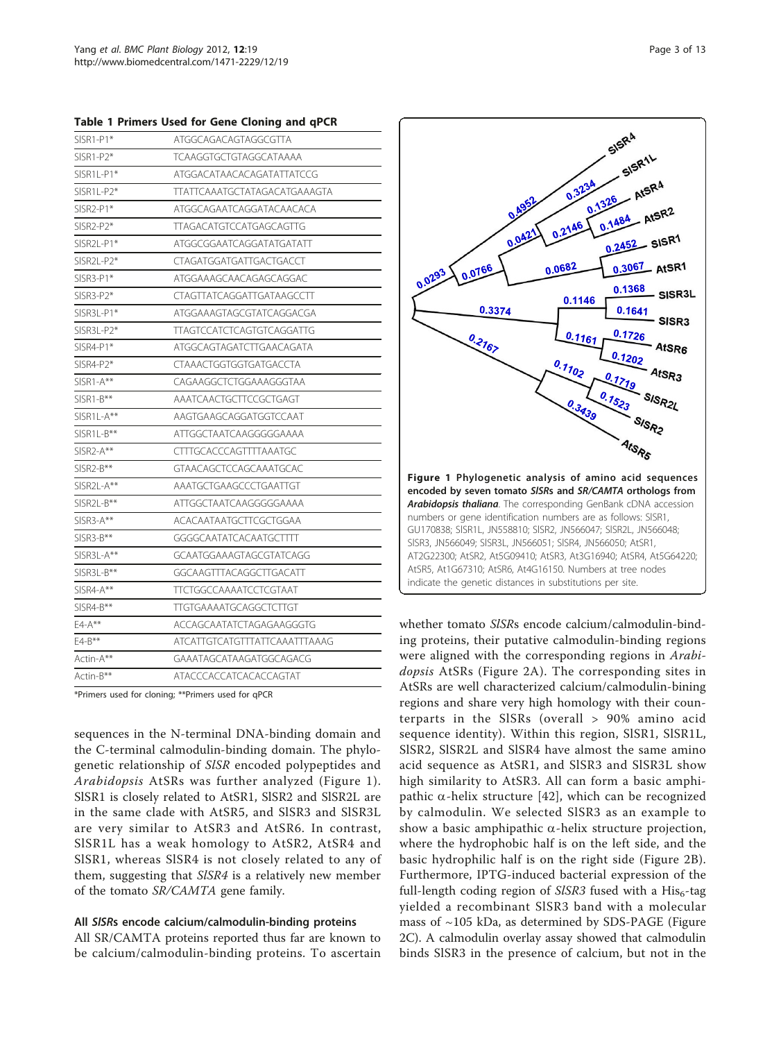**Table 1 Primers Used for Gene Cloning and qPCR**

| | |
|---|---|
| SlSR1-P1* | ATGGCAGACAGTAGGCGTTA |
| SlSR1-P2* | TCAAGGTGCTGTAGGCATAAAA |
| SlSR1L-P1* | ATGGACATAACACAGATATTATCCG |
| SlSR1L-P2* | TTATTCAAATGCTATAGACATGAAAGTA |
| SlSR2-P1* | ATGGCAGAATCAGGATACAACACA |
| SlSR2-P2* | TTAGACATGTCCATGAGCAGTTG |
| SlSR2L-P1* | ATGGCGGAATCAGGATATGATATT |
| SlSR2L-P2* | CTAGATGGATGATTGACTGACCT |
| SlSR3-P1* | ATGGAAAGCAACAGAGCAGGAC |
| SlSR3-P2* | CTAGTTATCAGGATTGATAAGCCTT |
| SlSR3L-P1* | ATGGAAAGTAGCGTATCAGGACGA |
| SlSR3L-P2* | TTAGTCCATCTCAGTGTCAGGATTG |
| SlSR4-P1* | ATGGCAGTAGATCTTGAACAGATA |
| SlSR4-P2* | CTAAACTGGTGGTGATGACCTA |
| SlSR1-A** | CAGAAGGCTCTGGAAAGGGTAA |
| SlSR1-B** | AAATCAACTGCTTCCGCTGAGT |
| SlSR1L-A** | AAGTGAAGCAGGATGGTCCAAT |
| SlSR1L-B** | ATTGGCTAATCAAGGGGGAAAA |
| SlSR2-A** | CTTTGCACCCAGTTTTAAATGC |
| SlSR2-B** | GTAACAGCTCCAGCAAATGCAC |
| SlSR2L-A** | AAATGCTGAAGCCCTGAATTGT |
| SlSR2L-B** | ATTGGCTAATCAAGGGGGAAAA |
| SlSR3-A** | ACACAATAATGCTTCGCTGGAA |
| SlSR3-B** | GGGGCAATATCACAATGCTTTT |
| SlSR3L-A** | GCAATGGAAAGTAGCGTATCAGG |
| SlSR3L-B** | GGCAAGTTTACAGGCTTGACATT |
| SlSR4-A** | TTCTGGCCAAAATCCTCGTAAT |
| SlSR4-B** | TTGTGAAAATGCAGGCTCTTGT |
| E4-A** | ACCAGCAATATCTAGAGAAGGGTG |
| E4-B** | ATCATTGTCATGTTTATTCAAATTTAAAG |
| Actin-A** | GAAATAGCATAAGATGGCAGACG |
| Actin-B** | ATACCCACCATCACACCAGTAT |

*Primers used for cloning; **Primers used for qPCR

sequences in the N-terminal DNA-binding domain and the C-terminal calmodulin-binding domain. The phylogenetic relationship of *SlSR* encoded polypeptides and *Arabidopsis* AtSRs was further analyzed (Figure 1). SlSR1 is closely related to AtSR1, SlSR2 and SlSR2L are in the same clade with AtSR5, and SlSR3 and SlSR3L are very similar to AtSR3 and AtSR6. In contrast, SlSR1L has a weak homology to AtSR2, AtSR4 and SlSR1, whereas SlSR4 is not closely related to any of them, suggesting that *SlSR4* is a relatively new member of the tomato *SR/CAMTA* gene family.

SlSR4
SlSR1L
AtSR4
AtSR2
SlSR1
AtSR1
SlSR3L
SlSR3
AtSR6
AtSR3
SlSR2L
SlSR2
AtSR5
0.4952
0.3234
0.1326
0.1484
0.0421
0.2146
0.2452
0.0293
0.0766
0.0682
0.3067
0.1368
0.1146
0.3374
0.1641
0.1161
0.1726
0.2167
0.1202
0.1102
0.1719
0.1523
0.3439

**Figure 1 Phylogenetic analysis of amino acid sequences encoded by seven tomato *SlSR*s and *SR/CAMTA* orthologs from *Arabidopsis thaliana*.** The corresponding GenBank cDNA accession numbers or gene identification numbers are as follows: SlSR1, GU170838; SlSR1L, JN558810; SlSR2, JN566047; SlSR2L, JN566048; SlSR3, JN566049; SlSR3L, JN566051; SlSR4, JN566050; AtSR1, AT2G22300; AtSR2, At5G09410; AtSR3, At3G16940; AtSR4, At5G64220; AtSR5, At1G67310; AtSR6, At4G16150. Numbers at tree nodes indicate the genetic distances in substitutions per site.

### All *SlSR*s encode calcium/calmodulin-binding proteins

All SR/CAMTA proteins reported thus far are known to be calcium/calmodulin-binding proteins. To ascertain whether tomato *SlSR*s encode calcium/calmodulin-binding proteins, their putative calmodulin-binding regions were aligned with the corresponding regions in *Arabidopsis* AtSRs (Figure 2A). The corresponding sites in AtSRs are well characterized calcium/calmodulin-bining regions and share very high homology with their counterparts in the SlSRs (overall > 90% amino acid sequence identity). Within this region, SlSR1, SlSR1L, SlSR2, SlSR2L and SlSR4 have almost the same amino acid sequence as AtSR1, and SlSR3 and SlSR3L show high similarity to AtSR3. All can form a basic amphipathic $\alpha$-helix structure [42], which can be recognized by calmodulin. We selected SlSR3 as an example to show a basic amphipathic $\alpha$-helix structure projection, where the hydrophobic half is on the left side, and the basic hydrophilic half is on the right side (Figure 2B). Furthermore, IPTG-induced bacterial expression of the full-length coding region of *SlSR3* fused with a $His_6$-tag yielded a recombinant SlSR3 band with a molecular mass of ~105 kDa, as determined by SDS-PAGE (Figure 2C). A calmodulin overlay assay showed that calmodulin binds SlSR3 in the presence of calcium, but not in the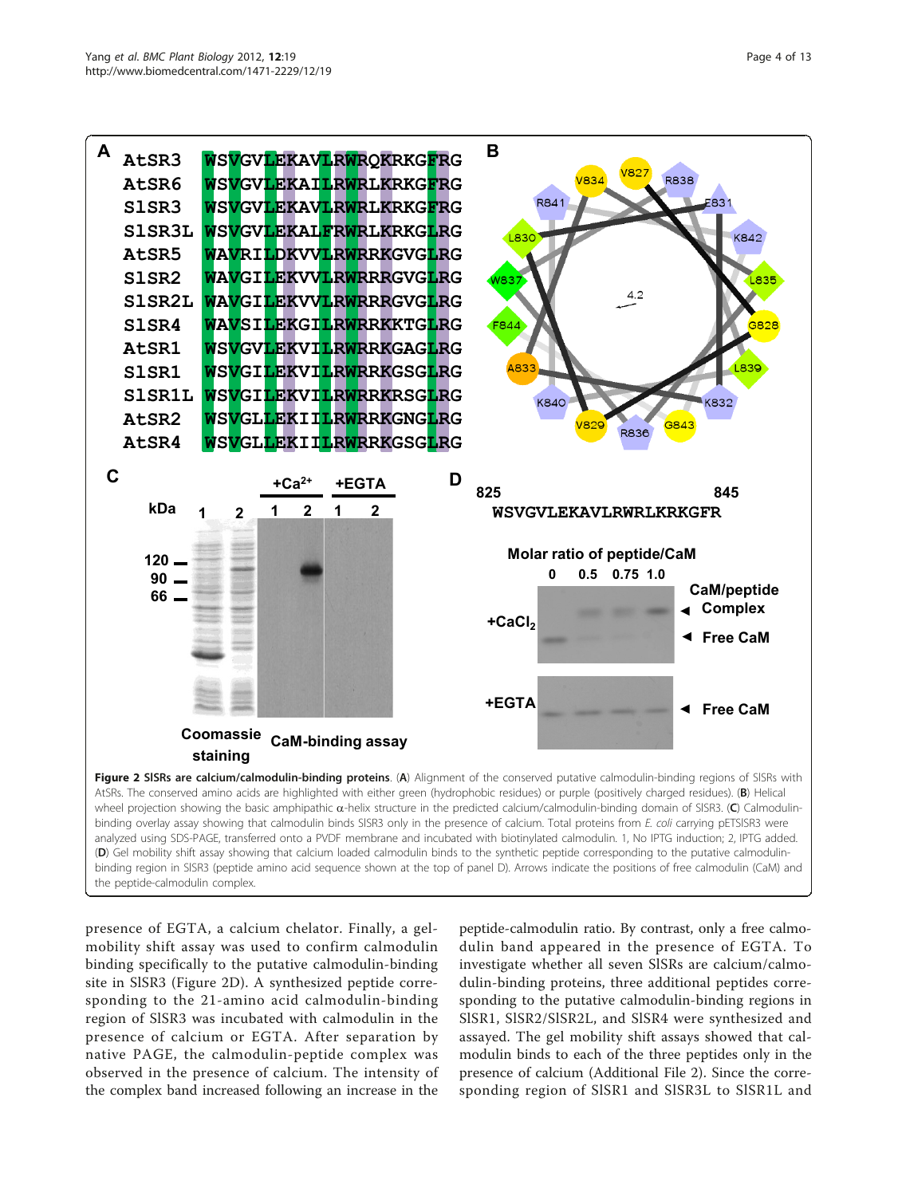A

AtSR3 WSVGVLEKAVLRWRQKRKGFRG
AtSR6 WSVGVLEKAILRWRLKRKGFRG
SlSR3 WSVGVLEKAVLRWRLKRKGFRG
SlSR3L WSVGVLEKALFRWRLKRKGLRG
AtSR5 WAVRILDKVVLRWRRKGVGLRG
SlSR2 WAVGILEKVVLRWRRRGVGLRG
SlSR2L WAVGILEKVVLRWRRRGVGLRG
SlSR4 WAVSILEKGILRWRRKKTGLRG
AtSR1 WSVGVLEKVILRWRRKGAGLRG
SlSR1 WSVGILEKVILRWRRKGSGLRG
SlSR1L WSVGILEKVILRWRRKRSGLRG
AtSR2 WSVGLLEKIILRWRRKGNGLRG
AtSR4 WSVGLLEKIILRWRRKGSGLRG

B

V827 R838 V834 R841 E831 L830 K842 W837 L835 4.2 F844 G828 A833 L839 K840 K832 V829 R836 G843

C

kDa 1 2 +Ca2+ 1 2 +EGTA 1 2

120 90 66

Coomassie staining

CaM-binding assay

D

825 845

WSVGVLEKAVLRWRLKRKGFR

Molar ratio of peptide/CaM

0 0.5 0.75 1.0

+CaCl2

CaM/peptide Complex

Free CaM

+EGTA

Free CaM

**Figure 2 SlSRs are calcium/calmodulin-binding proteins**. (**A**) Alignment of the conserved putative calmodulin-binding regions of SlSRs with AtSRs. The conserved amino acids are highlighted with either green (hydrophobic residues) or purple (positively charged residues). (**B**) Helical wheel projection showing the basic amphipathic α-helix structure in the predicted calcium/calmodulin-binding domain of SlSR3. (**C**) Calmodulin-binding overlay assay showing that calmodulin binds SlSR3 only in the presence of calcium. Total proteins from *E. coli* carrying pETSlSR3 were analyzed using SDS-PAGE, transferred onto a PVDF membrane and incubated with biotinylated calmodulin. 1, No IPTG induction; 2, IPTG added. (**D**) Gel mobility shift assay showing that calcium loaded calmodulin binds to the synthetic peptide corresponding to the putative calmodulin-binding region in SlSR3 (peptide amino acid sequence shown at the top of panel D). Arrows indicate the positions of free calmodulin (CaM) and the peptide-calmodulin complex.

presence of EGTA, a calcium chelator. Finally, a gel-mobility shift assay was used to confirm calmodulin binding specifically to the putative calmodulin-binding site in SlSR3 (Figure 2D). A synthesized peptide corresponding to the 21-amino acid calmodulin-binding region of SlSR3 was incubated with calmodulin in the presence of calcium or EGTA. After separation by native PAGE, the calmodulin-peptide complex was observed in the presence of calcium. The intensity of the complex band increased following an increase in the peptide-calmodulin ratio. By contrast, only a free calmodulin band appeared in the presence of EGTA. To investigate whether all seven SlSRs are calcium/calmodulin-binding proteins, three additional peptides corresponding to the putative calmodulin-binding regions in SlSR1, SlSR2/SlSR2L, and SlSR4 were synthesized and assayed. The gel mobility shift assays showed that calmodulin binds to each of the three peptides only in the presence of calcium (Additional File 2). Since the corresponding region of SlSR1 and SlSR3L to SlSR1L and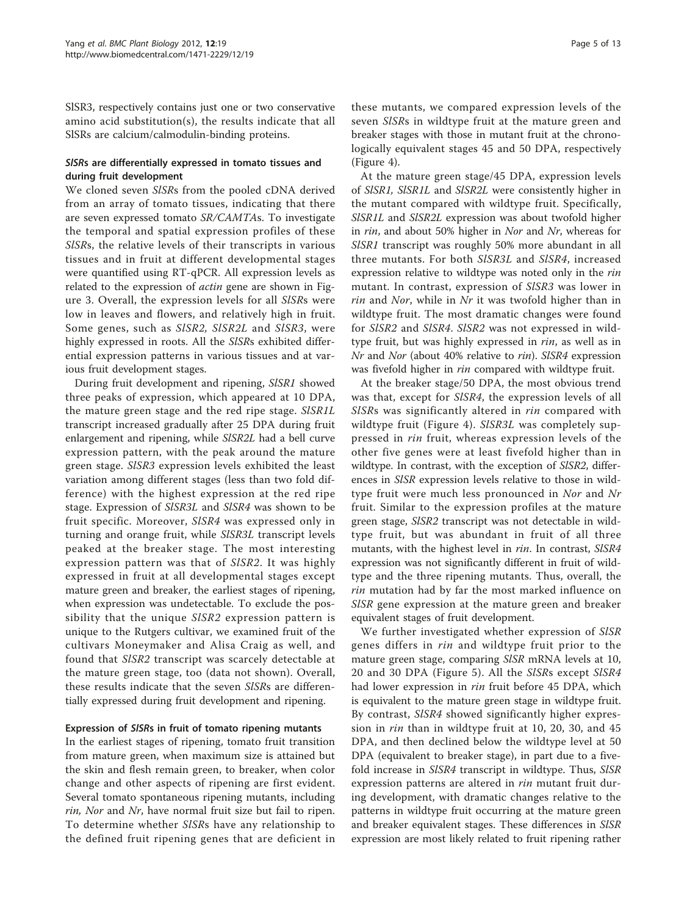SlSR3, respectively contains just one or two conservative amino acid substitution(s), the results indicate that all SlSRs are calcium/calmodulin-binding proteins.

### *SlSR*s are differentially expressed in tomato tissues and during fruit development

We cloned seven *SlSR*s from the pooled cDNA derived from an array of tomato tissues, indicating that there are seven expressed tomato *SR/CAMTA*s. To investigate the temporal and spatial expression profiles of these *SlSR*s, the relative levels of their transcripts in various tissues and in fruit at different developmental stages were quantified using RT-qPCR. All expression levels as related to the expression of *actin* gene are shown in Figure 3. Overall, the expression levels for all *SlSR*s were low in leaves and flowers, and relatively high in fruit. Some genes, such as *SlSR2, SlSR2L* and *SlSR3*, were highly expressed in roots. All the *SlSR*s exhibited differential expression patterns in various tissues and at various fruit development stages.

During fruit development and ripening, *SlSR1* showed three peaks of expression, which appeared at 10 DPA, the mature green stage and the red ripe stage. *SlSR1L* transcript increased gradually after 25 DPA during fruit enlargement and ripening, while *SlSR2L* had a bell curve expression pattern, with the peak around the mature green stage. *SlSR3* expression levels exhibited the least variation among different stages (less than two fold difference) with the highest expression at the red ripe stage. Expression of *SlSR3L* and *SlSR4* was shown to be fruit specific. Moreover, *SlSR4* was expressed only in turning and orange fruit, while *SlSR3L* transcript levels peaked at the breaker stage. The most interesting expression pattern was that of *SlSR2*. It was highly expressed in fruit at all developmental stages except mature green and breaker, the earliest stages of ripening, when expression was undetectable. To exclude the possibility that the unique *SlSR2* expression pattern is unique to the Rutgers cultivar, we examined fruit of the cultivars Moneymaker and Alisa Craig as well, and found that *SlSR2* transcript was scarcely detectable at the mature green stage, too (data not shown). Overall, these results indicate that the seven *SlSR*s are differentially expressed during fruit development and ripening.

### Expression of *SlSR*s in fruit of tomato ripening mutants

In the earliest stages of ripening, tomato fruit transition from mature green, when maximum size is attained but the skin and flesh remain green, to breaker, when color change and other aspects of ripening are first evident. Several tomato spontaneous ripening mutants, including *rin, Nor* and *Nr*, have normal fruit size but fail to ripen. To determine whether *SlSR*s have any relationship to the defined fruit ripening genes that are deficient in these mutants, we compared expression levels of the seven *SlSR*s in wildtype fruit at the mature green and breaker stages with those in mutant fruit at the chronologically equivalent stages 45 and 50 DPA, respectively (Figure 4).

At the mature green stage/45 DPA, expression levels of *SlSR1, SlSR1L* and *SlSR2L* were consistently higher in the mutant compared with wildtype fruit. Specifically, *SlSR1L* and *SlSR2L* expression was about twofold higher in *rin*, and about 50% higher in *Nor* and *Nr*, whereas for *SlSR1* transcript was roughly 50% more abundant in all three mutants. For both *SlSR3L* and *SlSR4*, increased expression relative to wildtype was noted only in the *rin* mutant. In contrast, expression of *SlSR3* was lower in *rin* and *Nor*, while in *Nr* it was twofold higher than in wildtype fruit. The most dramatic changes were found for *SlSR2* and *SlSR4*. *SlSR2* was not expressed in wildtype fruit, but was highly expressed in *rin*, as well as in *Nr* and *Nor* (about 40% relative to *rin*). *SlSR4* expression was fivefold higher in *rin* compared with wildtype fruit.

At the breaker stage/50 DPA, the most obvious trend was that, except for *SlSR4*, the expression levels of all *SlSR*s was significantly altered in *rin* compared with wildtype fruit (Figure 4). *SlSR3L* was completely suppressed in *rin* fruit, whereas expression levels of the other five genes were at least fivefold higher than in wildtype. In contrast, with the exception of *SlSR2*, differences in *SlSR* expression levels relative to those in wildtype fruit were much less pronounced in *Nor* and *Nr* fruit. Similar to the expression profiles at the mature green stage, *SlSR2* transcript was not detectable in wildtype fruit, but was abundant in fruit of all three mutants, with the highest level in *rin*. In contrast, *SlSR4* expression was not significantly different in fruit of wildtype and the three ripening mutants. Thus, overall, the *rin* mutation had by far the most marked influence on *SlSR* gene expression at the mature green and breaker equivalent stages of fruit development.

We further investigated whether expression of *SlSR* genes differs in *rin* and wildtype fruit prior to the mature green stage, comparing *SlSR* mRNA levels at 10, 20 and 30 DPA (Figure 5). All the *SlSR*s except *SlSR4* had lower expression in *rin* fruit before 45 DPA, which is equivalent to the mature green stage in wildtype fruit. By contrast, *SlSR4* showed significantly higher expression in *rin* than in wildtype fruit at 10, 20, 30, and 45 DPA, and then declined below the wildtype level at 50 DPA (equivalent to breaker stage), in part due to a fivefold increase in *SlSR4* transcript in wildtype. Thus, *SlSR* expression patterns are altered in *rin* mutant fruit during development, with dramatic changes relative to the patterns in wildtype fruit occurring at the mature green and breaker equivalent stages. These differences in *SlSR* expression are most likely related to fruit ripening rather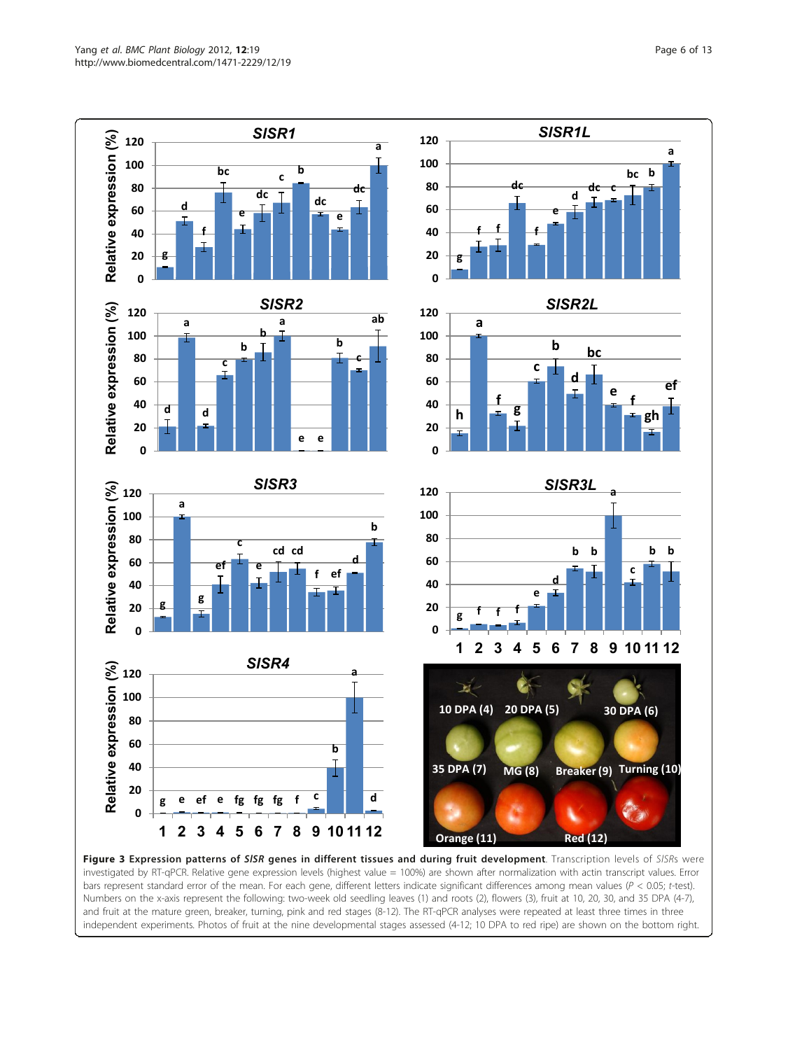SlSR1

Relative expression (%)

120
100
80
60
40
20
0

g d f bc e dc c b dc e dc a

SlSR1L

120
100
80
60
40
20
0

g f f dc f e d dc c bc b a

SlSR2

Relative expression (%)

120
100
80
60
40
20
0

d a d c b b a e e b c ab

SlSR2L

120
100
80
60
40
20
0

h a f g c b d bc e f gh ef

SlSR3

Relative expression (%)

120
100
80
60
40
20
0

g a g ef c e cd cd f ef d b

SlSR3L

120
100
80
60
40
20
0

g f f f e d b b a c b b

1 2 3 4 5 6 7 8 9 10 11 12

SlSR4

Relative expression (%)

120
100
80
60
40
20
0

g e ef e fg fg fg f c b a d

1 2 3 4 5 6 7 8 9 10 11 12

10 DPA (4) 20 DPA (5) 30 DPA (6)
35 DPA (7) MG (8) Breaker (9) Turning (10)
Orange (11) Red (12)

**Figure 3 Expression patterns of *SlSR* genes in different tissues and during fruit development**. Transcription levels of *SlSR*s were investigated by RT-qPCR. Relative gene expression levels (highest value = 100%) are shown after normalization with actin transcript values. Error bars represent standard error of the mean. For each gene, different letters indicate significant differences among mean values ($P < 0.05$; *t*-test). Numbers on the x-axis represent the following: two-week old seedling leaves (1) and roots (2), flowers (3), fruit at 10, 20, 30, and 35 DPA (4-7), and fruit at the mature green, breaker, turning, pink and red stages (8-12). The RT-qPCR analyses were repeated at least three times in three independent experiments. Photos of fruit at the nine developmental stages assessed (4-12; 10 DPA to red ripe) are shown on the bottom right.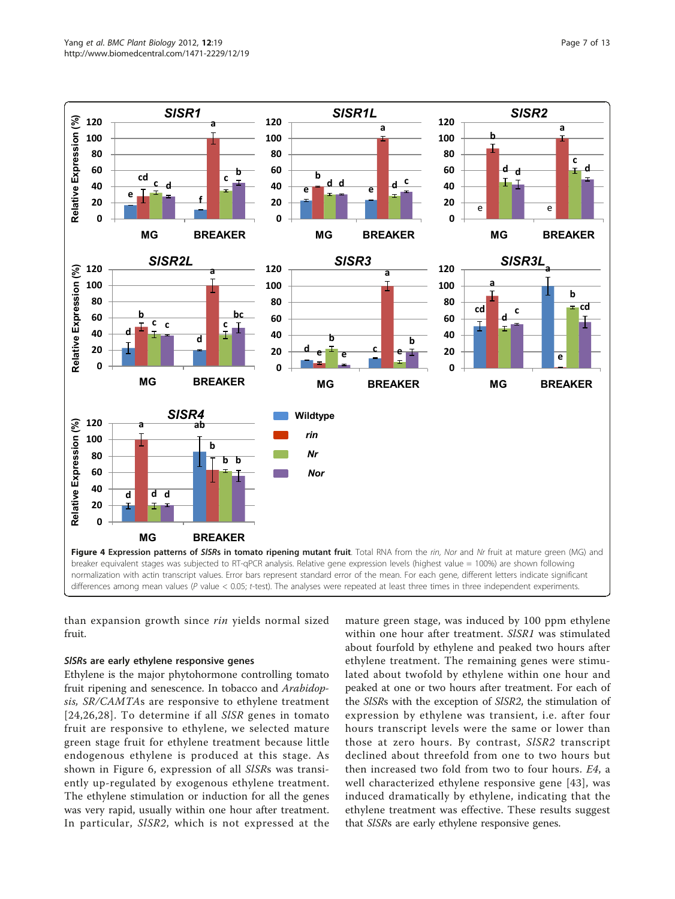SlSR1

120
100
80
60
40
20
0

Relative Expression (%)

e cd c d f a c b

MG BREAKER

SlSR1L

120
100
80
60
40
20
0

e b d d e a d c

MG BREAKER

SlSR2

120
100
80
60
40
20
0

e b d d e a c d

MG BREAKER

SlSR2L

120
100
80
60
40
20
0

Relative Expression (%)

d b c c d a c bc

MG BREAKER

SlSR3

120
100
80
60
40
20
0

d e b e c a e b

MG BREAKER

SlSR3L

120
100
80
60
40
20
0

cd a d c a e b cd

MG BREAKER

SlSR4

120
100
80
60
40
20
0

Relative Expression (%)

d a d d ab b b b

MG BREAKER

Wildtype
*rin*
*Nr*
*Nor*

**Figure 4 Expression patterns of *SlSR*s in tomato ripening mutant fruit**. Total RNA from the *rin*, *Nor* and *Nr* fruit at mature green (MG) and breaker equivalent stages was subjected to RT-qPCR analysis. Relative gene expression levels (highest value = 100%) are shown following normalization with actin transcript values. Error bars represent standard error of the mean. For each gene, different letters indicate significant differences among mean values (*P* value < 0.05; *t*-test). The analyses were repeated at least three times in three independent experiments.

than expansion growth since *rin* yields normal sized fruit.

### *SlSR*s are early ethylene responsive genes

Ethylene is the major phytohormone controlling tomato fruit ripening and senescence. In tobacco and *Arabidopsis*, *SR/CAMTA*s are responsive to ethylene treatment [24,26,28]. To determine if all *SlSR* genes in tomato fruit are responsive to ethylene, we selected mature green stage fruit for ethylene treatment because little endogenous ethylene is produced at this stage. As shown in Figure 6, expression of all *SlSR*s was transiently up-regulated by exogenous ethylene treatment. The ethylene stimulation or induction for all the genes was very rapid, usually within one hour after treatment. In particular, *SlSR2*, which is not expressed at the mature green stage, was induced by 100 ppm ethylene within one hour after treatment. *SlSR1* was stimulated about fourfold by ethylene and peaked two hours after ethylene treatment. The remaining genes were stimulated about twofold by ethylene within one hour and peaked at one or two hours after treatment. For each of the *SlSR*s with the exception of *SlSR2*, the stimulation of expression by ethylene was transient, i.e. after four hours transcript levels were the same or lower than those at zero hours. By contrast, *SlSR2* transcript declined about threefold from one to two hours but then increased two fold from two to four hours. *E4*, a well characterized ethylene responsive gene [43], was induced dramatically by ethylene, indicating that the ethylene treatment was effective. These results suggest that *SlSR*s are early ethylene responsive genes.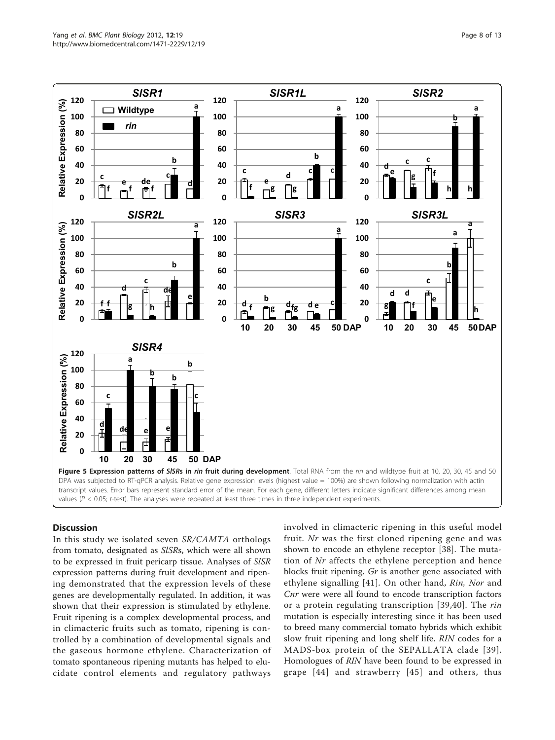SlSR1

SlSR1L

SlSR2

SlSR2L

SlSR3

SlSR3L

SlSR4

Relative Expression (%)

Wildtype

*rin*

0 20 40 60 80 100 120

10 20 30 45 50 DAP

**Figure 5 Expression patterns of *SlSR*s in *rin* fruit during development**. Total RNA from the *rin* and wildtype fruit at 10, 20, 30, 45 and 50 DPA was subjected to RT-qPCR analysis. Relative gene expression levels (highest value = 100%) are shown following normalization with actin transcript values. Error bars represent standard error of the mean. For each gene, different letters indicate significant differences among mean values ($P < 0.05$; *t*-test). The analyses were repeated at least three times in three independent experiments.

## Discussion

In this study we isolated seven *SR/CAMTA* orthologs from tomato, designated as *SlSR*s, which were all shown to be expressed in fruit pericarp tissue. Analyses of *SlSR* expression patterns during fruit development and ripening demonstrated that the expression levels of these genes are developmentally regulated. In addition, it was shown that their expression is stimulated by ethylene. Fruit ripening is a complex developmental process, and in climacteric fruits such as tomato, ripening is controlled by a combination of developmental signals and the gaseous hormone ethylene. Characterization of tomato spontaneous ripening mutants has helped to elucidate control elements and regulatory pathways involved in climacteric ripening in this useful model fruit. *Nr* was the first cloned ripening gene and was shown to encode an ethylene receptor [38]. The mutation of *Nr* affects the ethylene perception and hence blocks fruit ripening. *Gr* is another gene associated with ethylene signalling [41]. On other hand, *Rin, Nor* and *Cnr* were were all found to encode transcription factors or a protein regulating transcription [39,40]. The *rin* mutation is especially interesting since it has been used to breed many commercial tomato hybrids which exhibit slow fruit ripening and long shelf life. *RIN* codes for a MADS-box protein of the SEPALLATA clade [39]. Homologues of *RIN* have been found to be expressed in grape [44] and strawberry [45] and others, thus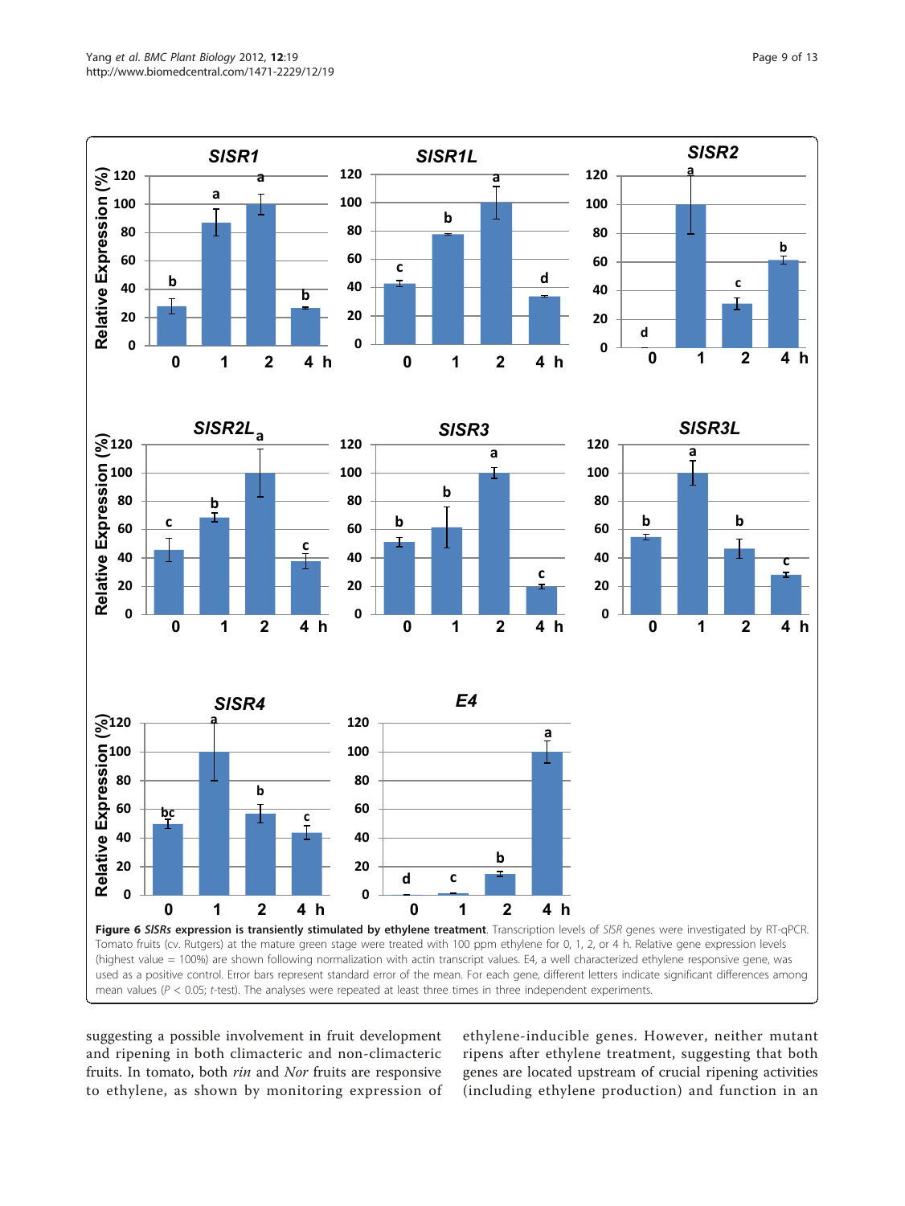SlSR1

Relative Expression (%)

120
100
80
60
40
20
0

b a a b

0 1 2 4 h

SlSR1L

120
100
80
60
40
20
0

c b a d

0 1 2 4 h

SlSR2

120
100
80
60
40
20
0

d a c b

0 1 2 4 h

SlSR2L

Relative Expression (%)

120
100
80
60
40
20
0

c b a c

0 1 2 4 h

SlSR3

120
100
80
60
40
20
0

b b a c

0 1 2 4 h

SlSR3L

120
100
80
60
40
20
0

b a b c

0 1 2 4 h

SlSR4

Relative Expression (%)

120
100
80
60
40
20
0

bc a b c

0 1 2 4 h

E4

120
100
80
60
40
20
0

d c b a

0 1 2 4 h

**Figure 6** ***SlSRs*** **expression is transiently stimulated by ethylene treatment**. Transcription levels of *SlSR* genes were investigated by RT-qPCR. Tomato fruits (cv. Rutgers) at the mature green stage were treated with 100 ppm ethylene for 0, 1, 2, or 4 h. Relative gene expression levels (highest value = 100%) are shown following normalization with actin transcript values. E4, a well characterized ethylene responsive gene, was used as a positive control. Error bars represent standard error of the mean. For each gene, different letters indicate significant differences among mean values ($P < 0.05$; *t*-test). The analyses were repeated at least three times in three independent experiments.

suggesting a possible involvement in fruit development and ripening in both climacteric and non-climacteric fruits. In tomato, both *rin* and *Nor* fruits are responsive to ethylene, as shown by monitoring expression of ethylene-inducible genes. However, neither mutant ripens after ethylene treatment, suggesting that both genes are located upstream of crucial ripening activities (including ethylene production) and function in an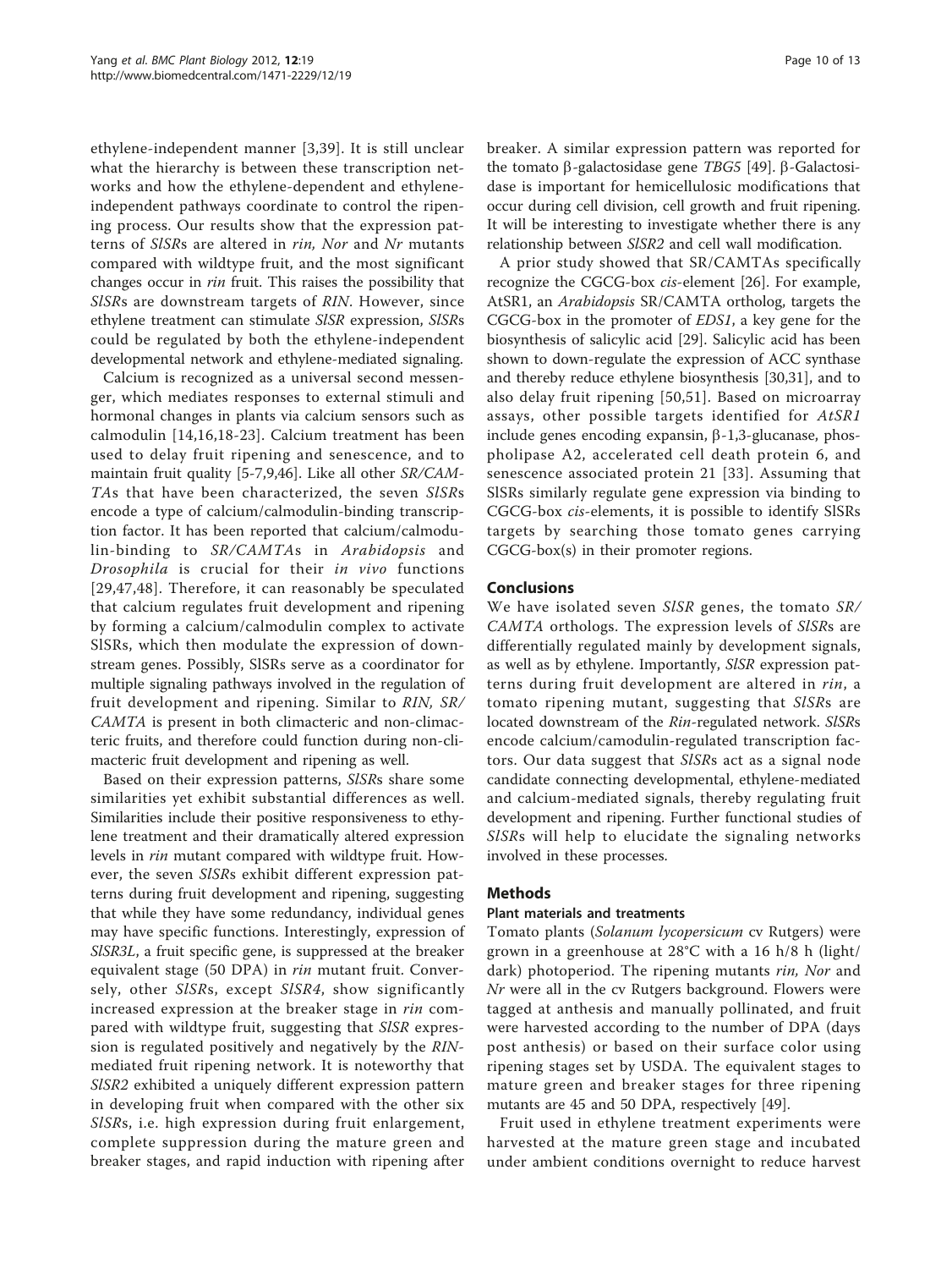ethylene-independent manner [3,39]. It is still unclear what the hierarchy is between these transcription networks and how the ethylene-dependent and ethylene-independent pathways coordinate to control the ripening process. Our results show that the expression patterns of *SlSR*s are altered in *rin*, *Nor* and *Nr* mutants compared with wildtype fruit, and the most significant changes occur in *rin* fruit. This raises the possibility that *SlSR*s are downstream targets of *RIN*. However, since ethylene treatment can stimulate *SlSR* expression, *SlSR*s could be regulated by both the ethylene-independent developmental network and ethylene-mediated signaling.

Calcium is recognized as a universal second messenger, which mediates responses to external stimuli and hormonal changes in plants via calcium sensors such as calmodulin [14,16,18-23]. Calcium treatment has been used to delay fruit ripening and senescence, and to maintain fruit quality [5-7,9,46]. Like all other *SR/CAMTA*s that have been characterized, the seven *SlSR*s encode a type of calcium/calmodulin-binding transcription factor. It has been reported that calcium/calmodulin-binding to *SR/CAMTA*s in *Arabidopsis* and *Drosophila* is crucial for their *in vivo* functions [29,47,48]. Therefore, it can reasonably be speculated that calcium regulates fruit development and ripening by forming a calcium/calmodulin complex to activate SlSRs, which then modulate the expression of downstream genes. Possibly, SlSRs serve as a coordinator for multiple signaling pathways involved in the regulation of fruit development and ripening. Similar to *RIN*, *SR/CAMTA* is present in both climacteric and non-climacteric fruits, and therefore could function during non-climacteric fruit development and ripening as well.

Based on their expression patterns, *SlSR*s share some similarities yet exhibit substantial differences as well. Similarities include their positive responsiveness to ethylene treatment and their dramatically altered expression levels in *rin* mutant compared with wildtype fruit. However, the seven *SlSR*s exhibit different expression patterns during fruit development and ripening, suggesting that while they have some redundancy, individual genes may have specific functions. Interestingly, expression of *SlSR3L*, a fruit specific gene, is suppressed at the breaker equivalent stage (50 DPA) in *rin* mutant fruit. Conversely, other *SlSR*s, except *SlSR4*, show significantly increased expression at the breaker stage in *rin* compared with wildtype fruit, suggesting that *SlSR* expression is regulated positively and negatively by the *RIN*-mediated fruit ripening network. It is noteworthy that *SlSR2* exhibited a uniquely different expression pattern in developing fruit when compared with the other six *SlSR*s, i.e. high expression during fruit enlargement, complete suppression during the mature green and breaker stages, and rapid induction with ripening after breaker. A similar expression pattern was reported for the tomato β-galactosidase gene *TBG5* [49]. β-Galactosidase is important for hemicellulosic modifications that occur during cell division, cell growth and fruit ripening. It will be interesting to investigate whether there is any relationship between *SlSR2* and cell wall modification.

A prior study showed that SR/CAMTAs specifically recognize the CGCG-box *cis*-element [26]. For example, AtSR1, an *Arabidopsis* SR/CAMTA ortholog, targets the CGCG-box in the promoter of *EDS1*, a key gene for the biosynthesis of salicylic acid [29]. Salicylic acid has been shown to down-regulate the expression of ACC synthase and thereby reduce ethylene biosynthesis [30,31], and to also delay fruit ripening [50,51]. Based on microarray assays, other possible targets identified for *AtSR1* include genes encoding expansin, β-1,3-glucanase, phospholipase A2, accelerated cell death protein 6, and senescence associated protein 21 [33]. Assuming that SlSRs similarly regulate gene expression via binding to CGCG-box *cis*-elements, it is possible to identify SlSRs targets by searching those tomato genes carrying CGCG-box(s) in their promoter regions.

## Conclusions

We have isolated seven *SlSR* genes, the tomato *SR/CAMTA* orthologs. The expression levels of *SlSR*s are differentially regulated mainly by development signals, as well as by ethylene. Importantly, *SlSR* expression patterns during fruit development are altered in *rin*, a tomato ripening mutant, suggesting that *SlSR*s are located downstream of the *Rin*-regulated network. *SlSR*s encode calcium/camodulin-regulated transcription factors. Our data suggest that *SlSR*s act as a signal node candidate connecting developmental, ethylene-mediated and calcium-mediated signals, thereby regulating fruit development and ripening. Further functional studies of *SlSR*s will help to elucidate the signaling networks involved in these processes.

## Methods

### Plant materials and treatments

Tomato plants (*Solanum lycopersicum* cv Rutgers) were grown in a greenhouse at 28°C with a 16 h/8 h (light/dark) photoperiod. The ripening mutants *rin*, *Nor* and *Nr* were all in the cv Rutgers background. Flowers were tagged at anthesis and manually pollinated, and fruit were harvested according to the number of DPA (days post anthesis) or based on their surface color using ripening stages set by USDA. The equivalent stages to mature green and breaker stages for three ripening mutants are 45 and 50 DPA, respectively [49].

Fruit used in ethylene treatment experiments were harvested at the mature green stage and incubated under ambient conditions overnight to reduce harvest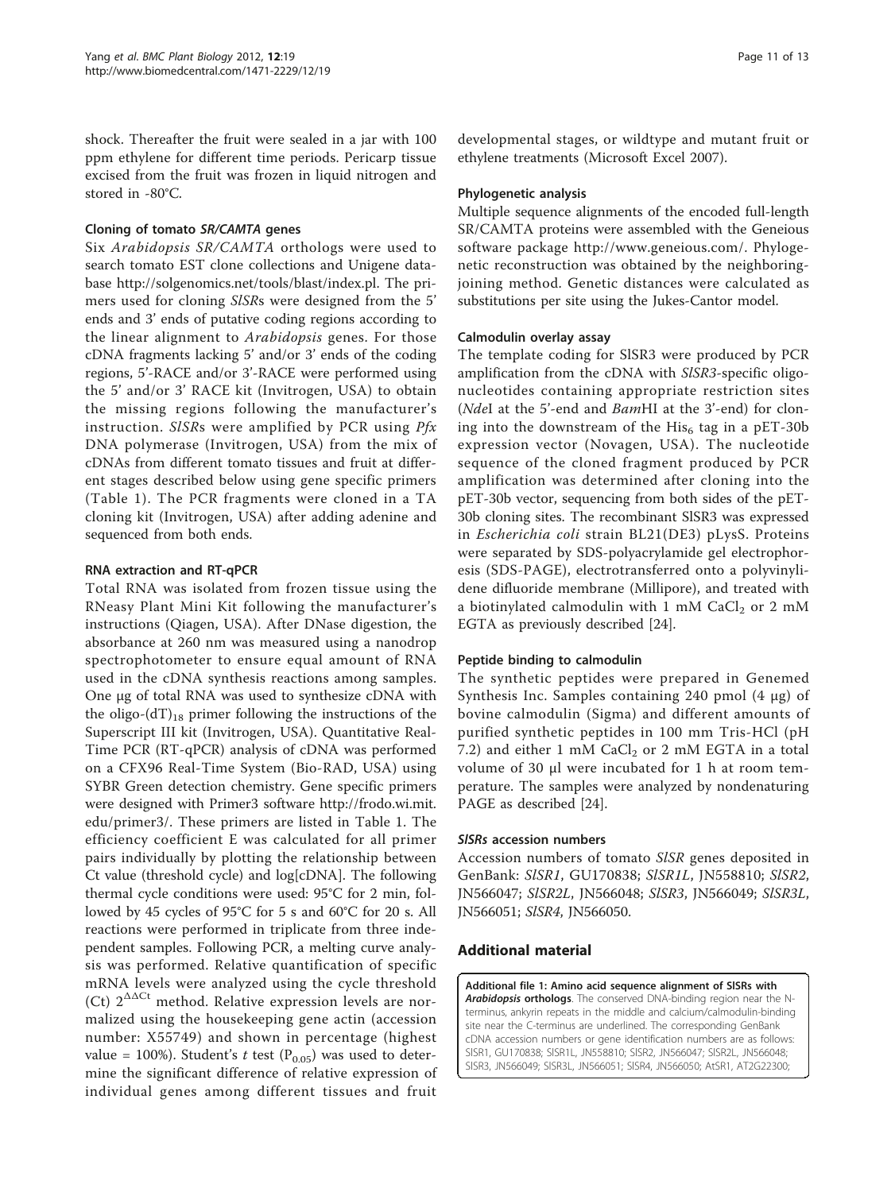shock. Thereafter the fruit were sealed in a jar with 100 ppm ethylene for different time periods. Pericarp tissue excised from the fruit was frozen in liquid nitrogen and stored in -80°C.

### Cloning of tomato *SR/CAMTA* genes

Six *Arabidopsis SR/CAMTA* orthologs were used to search tomato EST clone collections and Unigene database http://solgenomics.net/tools/blast/index.pl. The primers used for cloning *SlSR*s were designed from the 5' ends and 3' ends of putative coding regions according to the linear alignment to *Arabidopsis* genes. For those cDNA fragments lacking 5' and/or 3' ends of the coding regions, 5'-RACE and/or 3'-RACE were performed using the 5' and/or 3' RACE kit (Invitrogen, USA) to obtain the missing regions following the manufacturer's instruction. *SlSR*s were amplified by PCR using *Pfx* DNA polymerase (Invitrogen, USA) from the mix of cDNAs from different tomato tissues and fruit at different stages described below using gene specific primers (Table 1). The PCR fragments were cloned in a TA cloning kit (Invitrogen, USA) after adding adenine and sequenced from both ends.

### RNA extraction and RT-qPCR

Total RNA was isolated from frozen tissue using the RNeasy Plant Mini Kit following the manufacturer's instructions (Qiagen, USA). After DNase digestion, the absorbance at 260 nm was measured using a nanodrop spectrophotometer to ensure equal amount of RNA used in the cDNA synthesis reactions among samples. One μg of total RNA was used to synthesize cDNA with the oligo-$(dT)_{18}$ primer following the instructions of the Superscript III kit (Invitrogen, USA). Quantitative Real-Time PCR (RT-qPCR) analysis of cDNA was performed on a CFX96 Real-Time System (Bio-RAD, USA) using SYBR Green detection chemistry. Gene specific primers were designed with Primer3 software http://frodo.wi.mit.edu/primer3/. These primers are listed in Table 1. The efficiency coefficient E was calculated for all primer pairs individually by plotting the relationship between Ct value (threshold cycle) and log[cDNA]. The following thermal cycle conditions were used: 95°C for 2 min, followed by 45 cycles of 95°C for 5 s and 60°C for 20 s. All reactions were performed in triplicate from three independent samples. Following PCR, a melting curve analysis was performed. Relative quantification of specific mRNA levels were analyzed using the cycle threshold (Ct) $2^{\Delta\Delta Ct}$ method. Relative expression levels are normalized using the housekeeping gene actin (accession number: X55749) and shown in percentage (highest value = 100%). Student's *t* test ($P_{0.05}$) was used to determine the significant difference of relative expression of individual genes among different tissues and fruit developmental stages, or wildtype and mutant fruit or ethylene treatments (Microsoft Excel 2007).

### Phylogenetic analysis

Multiple sequence alignments of the encoded full-length SR/CAMTA proteins were assembled with the Geneious software package http://www.geneious.com/. Phylogenetic reconstruction was obtained by the neighboring-joining method. Genetic distances were calculated as substitutions per site using the Jukes-Cantor model.

### Calmodulin overlay assay

The template coding for SlSR3 were produced by PCR amplification from the cDNA with *SlSR3*-specific oligonucleotides containing appropriate restriction sites (*Nde*I at the 5'-end and *Bam*HI at the 3'-end) for cloning into the downstream of the $His_6$ tag in a pET-30b expression vector (Novagen, USA). The nucleotide sequence of the cloned fragment produced by PCR amplification was determined after cloning into the pET-30b vector, sequencing from both sides of the pET-30b cloning sites. The recombinant SlSR3 was expressed in *Escherichia coli* strain BL21(DE3) pLysS. Proteins were separated by SDS-polyacrylamide gel electrophoresis (SDS-PAGE), electrotransferred onto a polyvinylidene difluoride membrane (Millipore), and treated with a biotinylated calmodulin with 1 mM $CaCl_2$ or 2 mM EGTA as previously described [24].

### Peptide binding to calmodulin

The synthetic peptides were prepared in Genemed Synthesis Inc. Samples containing 240 pmol (4 μg) of bovine calmodulin (Sigma) and different amounts of purified synthetic peptides in 100 mm Tris-HCl (pH 7.2) and either 1 mM $CaCl_2$ or 2 mM EGTA in a total volume of 30 μl were incubated for 1 h at room temperature. The samples were analyzed by nondenaturing PAGE as described [24].

### *SlSRs* accession numbers

Accession numbers of tomato *SlSR* genes deposited in GenBank: *SlSR1*, GU170838; *SlSR1L*, JN558810; *SlSR2*, JN566047; *SlSR2L*, JN566048; *SlSR3*, JN566049; *SlSR3L*, JN566051; *SlSR4*, JN566050.

## Additional material

**Additional file 1: Amino acid sequence alignment of SlSRs with *Arabidopsis* orthologs**. The conserved DNA-binding region near the N-terminus, ankyrin repeats in the middle and calcium/calmodulin-binding site near the C-terminus are underlined. The corresponding GenBank cDNA accession numbers or gene identification numbers are as follows: SlSR1, GU170838; SlSR1L, JN558810; SlSR2, JN566047; SlSR2L, JN566048; SlSR3, JN566049; SlSR3L, JN566051; SlSR4, JN566050; AtSR1, AT2G22300;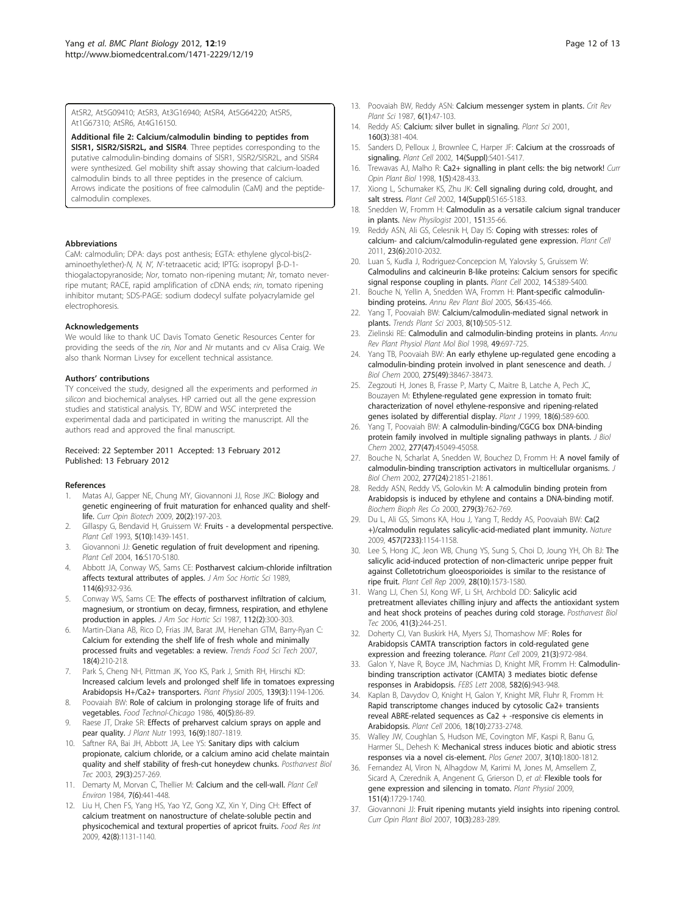AtSR2, At5G09410; AtSR3, At3G16940; AtSR4, At5G64220; AtSR5, At1G67310; AtSR6, At4G16150.

**Additional file 2: Calcium/calmodulin binding to peptides from SlSR1, SlSR2/SlSR2L, and SlSR4**. Three peptides corresponding to the putative calmodulin-binding domains of SlSR1, SlSR2/SlSR2L, and SlSR4 were synthesized. Gel mobility shift assay showing that calcium-loaded calmodulin binds to all three peptides in the presence of calcium. Arrows indicate the positions of free calmodulin (CaM) and the peptide-calmodulin complexes.

### Abbreviations

CaM: calmodulin; DPA: days post anthesis; EGTA: ethylene glycol-bis(2-aminoethylether)-*N, N, N', N'*-tetraacetic acid; IPTG: isopropyl β-D-1-thiogalactopyranoside; *Nor*, tomato non-ripening mutant; *Nr*, tomato never-ripe mutant; RACE, rapid amplification of cDNA ends; *rin*, tomato ripening inhibitor mutant; SDS-PAGE: sodium dodecyl sulfate polyacrylamide gel electrophoresis.

### Acknowledgements

We would like to thank UC Davis Tomato Genetic Resources Center for providing the seeds of the *rin*, *Nor* and *Nr* mutants and cv Alisa Craig. We also thank Norman Livsey for excellent technical assistance.

### Authors' contributions

TY conceived the study, designed all the experiments and performed *in silicon* and biochemical analyses. HP carried out all the gene expression studies and statistical analysis. TY, BDW and WSC interpreted the experimental dada and participated in writing the manuscript. All the authors read and approved the final manuscript.

Received: 22 September 2011 Accepted: 13 February 2012
Published: 13 February 2012

### References

1. Matas AJ, Gapper NE, Chung MY, Giovannoni JJ, Rose JKC: **Biology and genetic engineering of fruit maturation for enhanced quality and shelf-life.** *Curr Opin Biotech* 2009, **20(2)**:197-203.
2. Gillaspy G, Bendavid H, Gruissem W: **Fruits - a developmental perspective.** *Plant Cell* 1993, **5(10)**:1439-1451.
3. Giovannoni JJ: **Genetic regulation of fruit development and ripening.** *Plant Cell* 2004, **16**:S170-S180.
4. Abbott JA, Conway WS, Sams CE: **Postharvest calcium-chloride infiltration affects textural attributes of apples.** *J Am Soc Hortic Sci* 1989, **114(6)**:932-936.
5. Conway WS, Sams CE: **The effects of postharvest infiltration of calcium, magnesium, or strontium on decay, firmness, respiration, and ethylene production in apples.** *J Am Soc Hortic Sci* 1987, **112(2)**:300-303.
6. Martin-Diana AB, Rico D, Frias JM, Barat JM, Henehan GTM, Barry-Ryan C: **Calcium for extending the shelf life of fresh whole and minimally processed fruits and vegetables: a review.** *Trends Food Sci Tech* 2007, **18(4)**:210-218.
7. Park S, Cheng NH, Pittman JK, Yoo KS, Park J, Smith RH, Hirschi KD: **Increased calcium levels and prolonged shelf life in tomatoes expressing Arabidopsis H+/Ca2+ transporters.** *Plant Physiol* 2005, **139(3)**:1194-1206.
8. Poovaiah BW: **Role of calcium in prolonging storage life of fruits and vegetables.** *Food Technol-Chicago* 1986, **40(5)**:86-89.
9. Raese JT, Drake SR: **Effects of preharvest calcium sprays on apple and pear quality.** *J Plant Nutr* 1993, **16(9)**:1807-1819.
10. Saftner RA, Bai JH, Abbott JA, Lee YS: **Sanitary dips with calcium propionate, calcium chloride, or a calcium amino acid chelate maintain quality and shelf stability of fresh-cut honeydew chunks.** *Postharvest Biol Tec* 2003, **29(3)**:257-269.
11. Demarty M, Morvan C, Thellier M: **Calcium and the cell-wall.** *Plant Cell Environ* 1984, **7(6)**:441-448.
12. Liu H, Chen FS, Yang HS, Yao YZ, Gong XZ, Xin Y, Ding CH: **Effect of calcium treatment on nanostructure of chelate-soluble pectin and physicochemical and textural properties of apricot fruits.** *Food Res Int* 2009, **42(8)**:1131-1140.
13. Poovaiah BW, Reddy ASN: **Calcium messenger system in plants.** *Crit Rev Plant Sci* 1987, **6(1)**:47-103.
14. Reddy AS: **Calcium: silver bullet in signaling.** *Plant Sci* 2001, **160(3)**:381-404.
15. Sanders D, Pelloux J, Brownlee C, Harper JF: **Calcium at the crossroads of signaling.** *Plant Cell* 2002, **14(Suppl)**:S401-S417.
16. Trewavas AJ, Malho R: **Ca2+ signalling in plant cells: the big network!** *Curr Opin Plant Biol* 1998, **1(5)**:428-433.
17. Xiong L, Schumaker KS, Zhu JK: **Cell signaling during cold, drought, and salt stress.** *Plant Cell* 2002, **14(Suppl)**:S165-S183.
18. Snedden W, Fromm H: **Calmodulin as a versatile calcium signal tranducer in plants.** *New Physilogist* 2001, **151**:35-66.
19. Reddy ASN, Ali GS, Celesnik H, Day IS: **Coping with stresses: roles of calcium- and calcium/calmodulin-regulated gene expression.** *Plant Cell* 2011, **23(6)**:2010-2032.
20. Luan S, Kudla J, Rodriguez-Concepcion M, Yalovsky S, Gruissem W: **Calmodulins and calcineurin B-like proteins: Calcium sensors for specific signal response coupling in plants.** *Plant Cell* 2002, **14**:S389-S400.
21. Bouche N, Yellin A, Snedden WA, Fromm H: **Plant-specific calmodulin-binding proteins.** *Annu Rev Plant Biol* 2005, **56**:435-466.
22. Yang T, Poovaiah BW: **Calcium/calmodulin-mediated signal network in plants.** *Trends Plant Sci* 2003, **8(10)**:505-512.
23. Zielinski RE: **Calmodulin and calmodulin-binding proteins in plants.** *Annu Rev Plant Physiol Plant Mol Biol* 1998, **49**:697-725.
24. Yang TB, Poovaiah BW: **An early ethylene up-regulated gene encoding a calmodulin-binding protein involved in plant senescence and death.** *J Biol Chem* 2000, **275(49)**:38467-38473.
25. Zegzouti H, Jones B, Frasse P, Marty C, Maitre B, Latche A, Pech JC, Bouzayen M: **Ethylene-regulated gene expression in tomato fruit: characterization of novel ethylene-responsive and ripening-related genes isolated by differential display.** *Plant J* 1999, **18(6)**:589-600.
26. Yang T, Poovaiah BW: **A calmodulin-binding/CGCG box DNA-binding protein family involved in multiple signaling pathways in plants.** *J Biol Chem* 2002, **277(47)**:45049-45058.
27. Bouche N, Scharlat A, Snedden W, Bouchez D, Fromm H: **A novel family of calmodulin-binding transcription activators in multicellular organisms.** *J Biol Chem* 2002, **277(24)**:21851-21861.
28. Reddy ASN, Reddy VS, Golovkin M: **A calmodulin binding protein from Arabidopsis is induced by ethylene and contains a DNA-binding motif.** *Biochem Bioph Res Co* 2000, **279(3)**:762-769.
29. Du L, Ali GS, Simons KA, Hou J, Yang T, Reddy AS, Poovaiah BW: **Ca(2 +)/calmodulin regulates salicylic-acid-mediated plant immunity.** *Nature* 2009, **457(7233)**:1154-1158.
30. Lee S, Hong JC, Jeon WB, Chung YS, Sung S, Choi D, Joung YH, Oh BJ: **The salicylic acid-induced protection of non-climacteric unripe pepper fruit against Colletotrichum gloeosporioides is similar to the resistance of ripe fruit.** *Plant Cell Rep* 2009, **28(10)**:1573-1580.
31. Wang LJ, Chen SJ, Kong WF, Li SH, Archbold DD: **Salicylic acid pretreatment alleviates chilling injury and affects the antioxidant system and heat shock proteins of peaches during cold storage.** *Postharvest Biol Tec* 2006, **41(3)**:244-251.
32. Doherty CJ, Van Buskirk HA, Myers SJ, Thomashow MF: **Roles for Arabidopsis CAMTA transcription factors in cold-regulated gene expression and freezing tolerance.** *Plant Cell* 2009, **21(3)**:972-984.
33. Galon Y, Nave R, Boyce JM, Nachmias D, Knight MR, Fromm H: **Calmodulin-binding transcription activator (CAMTA) 3 mediates biotic defense responses in Arabidopsis.** *FEBS Lett* 2008, **582(6)**:943-948.
34. Kaplan B, Davydov O, Knight H, Galon Y, Knight MR, Fluhr R, Fromm H: **Rapid transcriptome changes induced by cytosolic Ca2 + transients reveal ABRE-related sequences as Ca2 + -responsive cis elements in Arabidopsis.** *Plant Cell* 2006, **18(10)**:2733-2748.
35. Walley JW, Coughlan S, Hudson ME, Covington MF, Kaspi R, Banu G, Harmer SL, Dehesh K: **Mechanical stress induces biotic and abiotic stress responses via a novel cis-element.** *Plos Genet* 2007, **3(10)**:1800-1812.
36. Fernandez AI, Viron N, Alhagdow M, Karimi M, Jones M, Amsellem Z, Sicard A, Czerednik A, Angenent G, Grierson D, *et al*: **Flexible tools for gene expression and silencing in tomato.** *Plant Physiol* 2009, **151(4)**:1729-1740.
37. Giovannoni JJ: **Fruit ripening mutants yield insights into ripening control.** *Curr Opin Plant Biol* 2007, **10(3)**:283-289.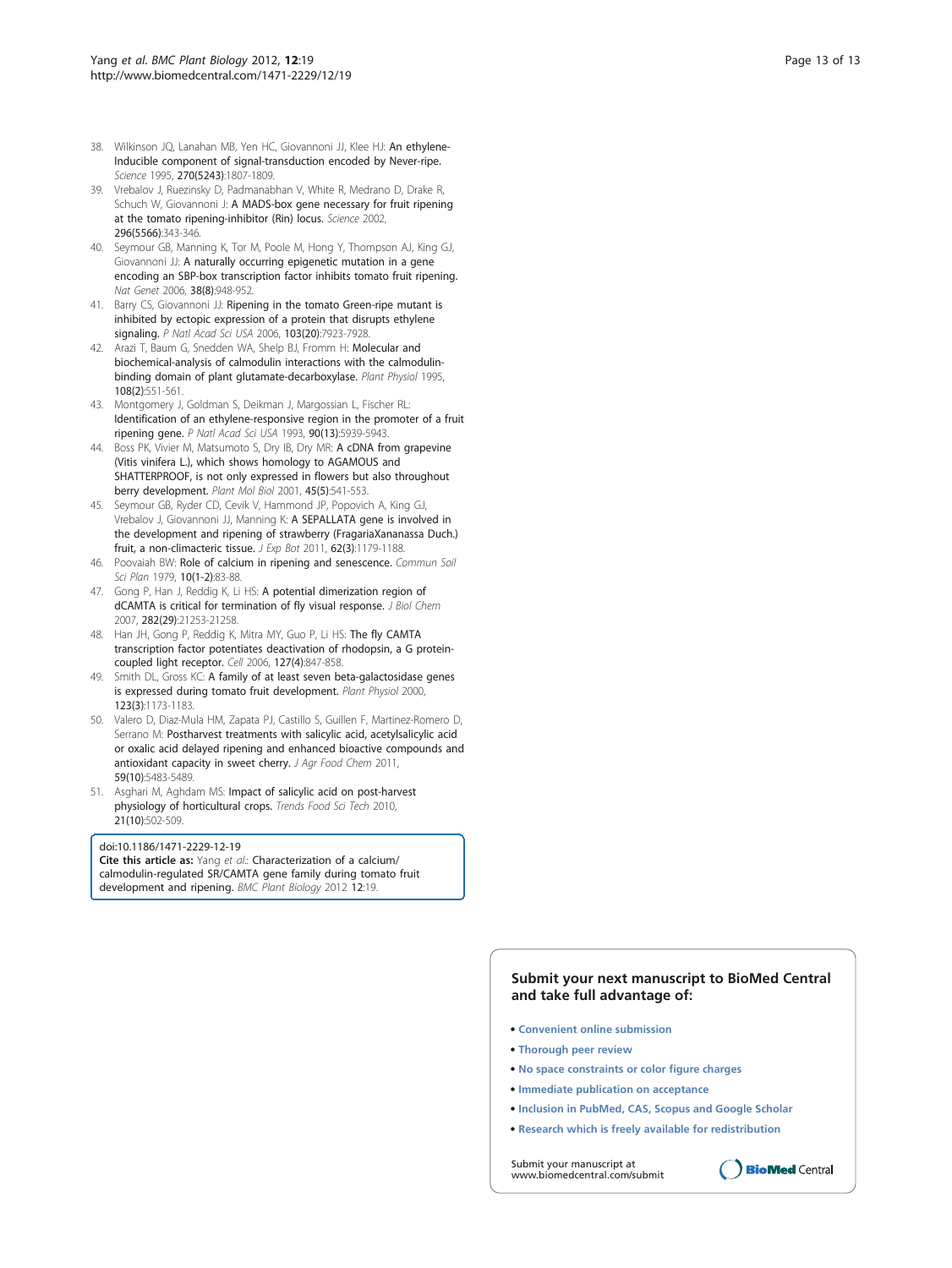38. Wilkinson JQ, Lanahan MB, Yen HC, Giovannoni JJ, Klee HJ: An ethylene-Inducible component of signal-transduction encoded by Never-ripe. *Science* 1995, **270(5243)**:1807-1809.
39. Vrebalov J, Ruezinsky D, Padmanabhan V, White R, Medrano D, Drake R, Schuch W, Giovannoni J: A MADS-box gene necessary for fruit ripening at the tomato ripening-inhibitor (Rin) locus. *Science* 2002, **296(5566)**:343-346.
40. Seymour GB, Manning K, Tor M, Poole M, Hong Y, Thompson AJ, King GJ, Giovannoni JJ: A naturally occurring epigenetic mutation in a gene encoding an SBP-box transcription factor inhibits tomato fruit ripening. *Nat Genet* 2006, **38(8)**:948-952.
41. Barry CS, Giovannoni JJ: Ripening in the tomato Green-ripe mutant is inhibited by ectopic expression of a protein that disrupts ethylene signaling. *P Natl Acad Sci USA* 2006, **103(20)**:7923-7928.
42. Arazi T, Baum G, Snedden WA, Shelp BJ, Fromm H: Molecular and biochemical-analysis of calmodulin interactions with the calmodulin-binding domain of plant glutamate-decarboxylase. *Plant Physiol* 1995, **108(2)**:551-561.
43. Montgomery J, Goldman S, Deikman J, Margossian L, Fischer RL: Identification of an ethylene-responsive region in the promoter of a fruit ripening gene. *P Natl Acad Sci USA* 1993, **90(13)**:5939-5943.
44. Boss PK, Vivier M, Matsumoto S, Dry IB, Dry MR: A cDNA from grapevine (Vitis vinifera L.), which shows homology to AGAMOUS and SHATTERPROOF, is not only expressed in flowers but also throughout berry development. *Plant Mol Biol* 2001, **45(5)**:541-553.
45. Seymour GB, Ryder CD, Cevik V, Hammond JP, Popovich A, King GJ, Vrebalov J, Giovannoni JJ, Manning K: A SEPALLATA gene is involved in the development and ripening of strawberry (FragariaXananassa Duch.) fruit, a non-climacteric tissue. *J Exp Bot* 2011, **62(3)**:1179-1188.
46. Poovaiah BW: Role of calcium in ripening and senescence. *Commun Soil Sci Plan* 1979, **10(1-2)**:83-88.
47. Gong P, Han J, Reddig K, Li HS: A potential dimerization region of dCAMTA is critical for termination of fly visual response. *J Biol Chem* 2007, **282(29)**:21253-21258.
48. Han JH, Gong P, Reddig K, Mitra MY, Guo P, Li HS: The fly CAMTA transcription factor potentiates deactivation of rhodopsin, a G protein-coupled light receptor. *Cell* 2006, **127(4)**:847-858.
49. Smith DL, Gross KC: A family of at least seven beta-galactosidase genes is expressed during tomato fruit development. *Plant Physiol* 2000, **123(3)**:1173-1183.
50. Valero D, Diaz-Mula HM, Zapata PJ, Castillo S, Guillen F, Martinez-Romero D, Serrano M: Postharvest treatments with salicylic acid, acetylsalicylic acid or oxalic acid delayed ripening and enhanced bioactive compounds and antioxidant capacity in sweet cherry. *J Agr Food Chem* 2011, **59(10)**:5483-5489.
51. Asghari M, Aghdam MS: Impact of salicylic acid on post-harvest physiology of horticultural crops. *Trends Food Sci Tech* 2010, **21(10)**:502-509.

doi:10.1186/1471-2229-12-19

**Cite this article as:** Yang *et al.*: Characterization of a calcium/calmodulin-regulated SR/CAMTA gene family during tomato fruit development and ripening. *BMC Plant Biology* 2012 **12**:19.

**Submit your next manuscript to BioMed Central and take full advantage of:**

- Convenient online submission
- Thorough peer review
- No space constraints or color figure charges
- Immediate publication on acceptance
- Inclusion in PubMed, CAS, Scopus and Google Scholar
- Research which is freely available for redistribution

Submit your manuscript at
www.biomedcentral.com/submit

BioMed Central